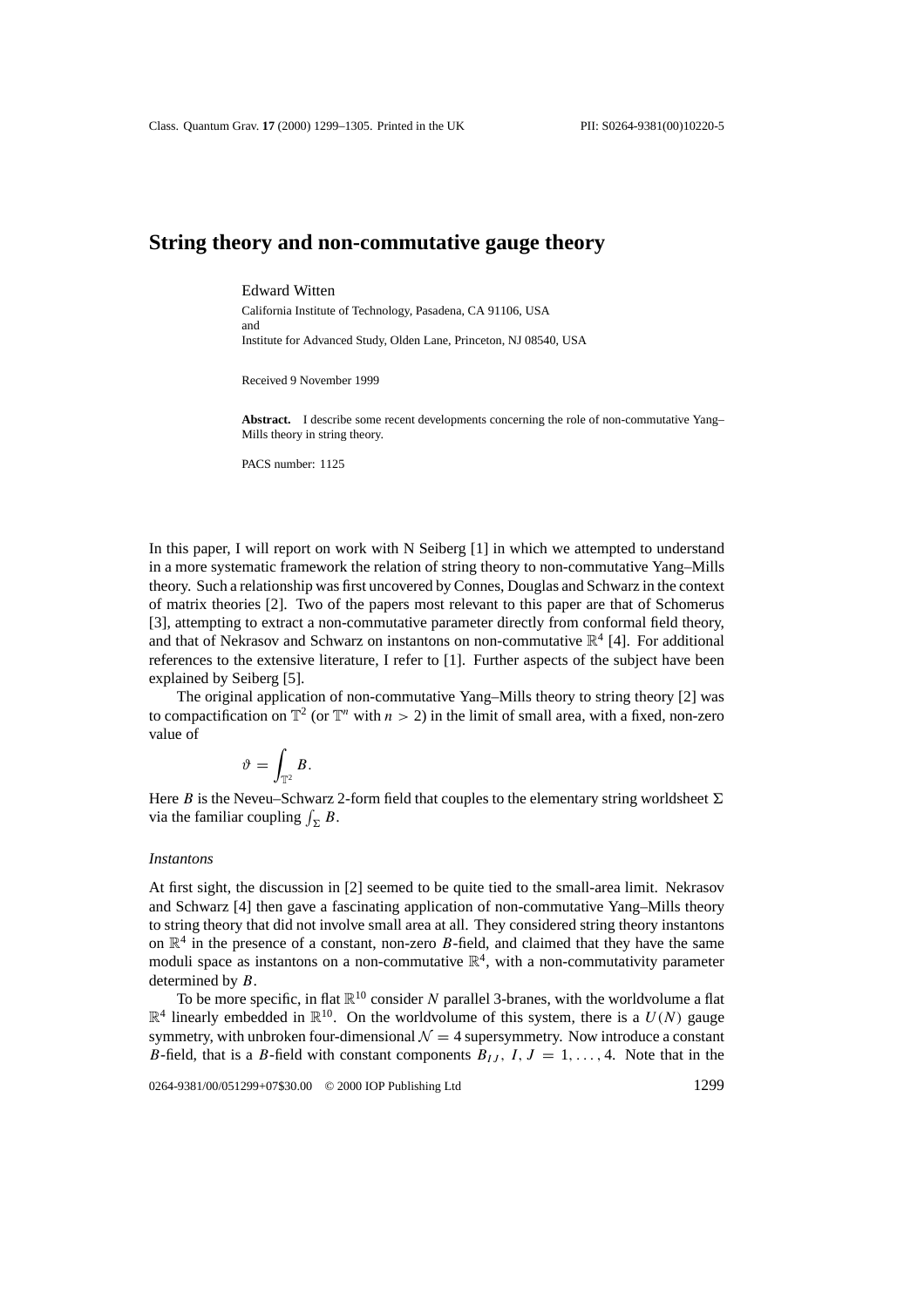# String theory and non-commutative gauge theory

Edward Witten

California Institute of Technology, Pasadena, CA 91106, USA
and
Institute for Advanced Study, Olden Lane, Princeton, NJ 08540, USA

Received 9 November 1999

**Abstract.** I describe some recent developments concerning the role of non-commutative Yang–Mills theory in string theory.

PACS number: 1125

In this paper, I will report on work with N Seiberg [1] in which we attempted to understand in a more systematic framework the relation of string theory to non-commutative Yang–Mills theory. Such a relationship was first uncovered by Connes, Douglas and Schwarz in the context of matrix theories [2]. Two of the papers most relevant to this paper are that of Schomerus [3], attempting to extract a non-commutative parameter directly from conformal field theory, and that of Nekrasov and Schwarz on instantons on non-commutative $\mathbb{R}^4$ [4]. For additional references to the extensive literature, I refer to [1]. Further aspects of the subject have been explained by Seiberg [5].

The original application of non-commutative Yang–Mills theory to string theory [2] was to compactification on $\mathbb{T}^2$ (or $\mathbb{T}^n$ with $n > 2$) in the limit of small area, with a fixed, non-zero value of

$$\vartheta = \int_{\mathbb{T}^2} B.$$

Here $B$ is the Neveu–Schwarz 2-form field that couples to the elementary string worldsheet $\Sigma$ via the familiar coupling $\int_\Sigma B$.

### *Instantons*

At first sight, the discussion in [2] seemed to be quite tied to the small-area limit. Nekrasov and Schwarz [4] then gave a fascinating application of non-commutative Yang–Mills theory to string theory that did not involve small area at all. They considered string theory instantons on $\mathbb{R}^4$ in the presence of a constant, non-zero $B$-field, and claimed that they have the same moduli space as instantons on a non-commutative $\mathbb{R}^4$, with a non-commutativity parameter determined by $B$.

To be more specific, in flat $\mathbb{R}^{10}$ consider $N$ parallel 3-branes, with the worldvolume a flat $\mathbb{R}^4$ linearly embedded in $\mathbb{R}^{10}$. On the worldvolume of this system, there is a $U(N)$ gauge symmetry, with unbroken four-dimensional $\mathcal{N} = 4$ supersymmetry. Now introduce a constant $B$-field, that is a $B$-field with constant components $B_{IJ}$, $I, J = 1, \ldots, 4$. Note that in the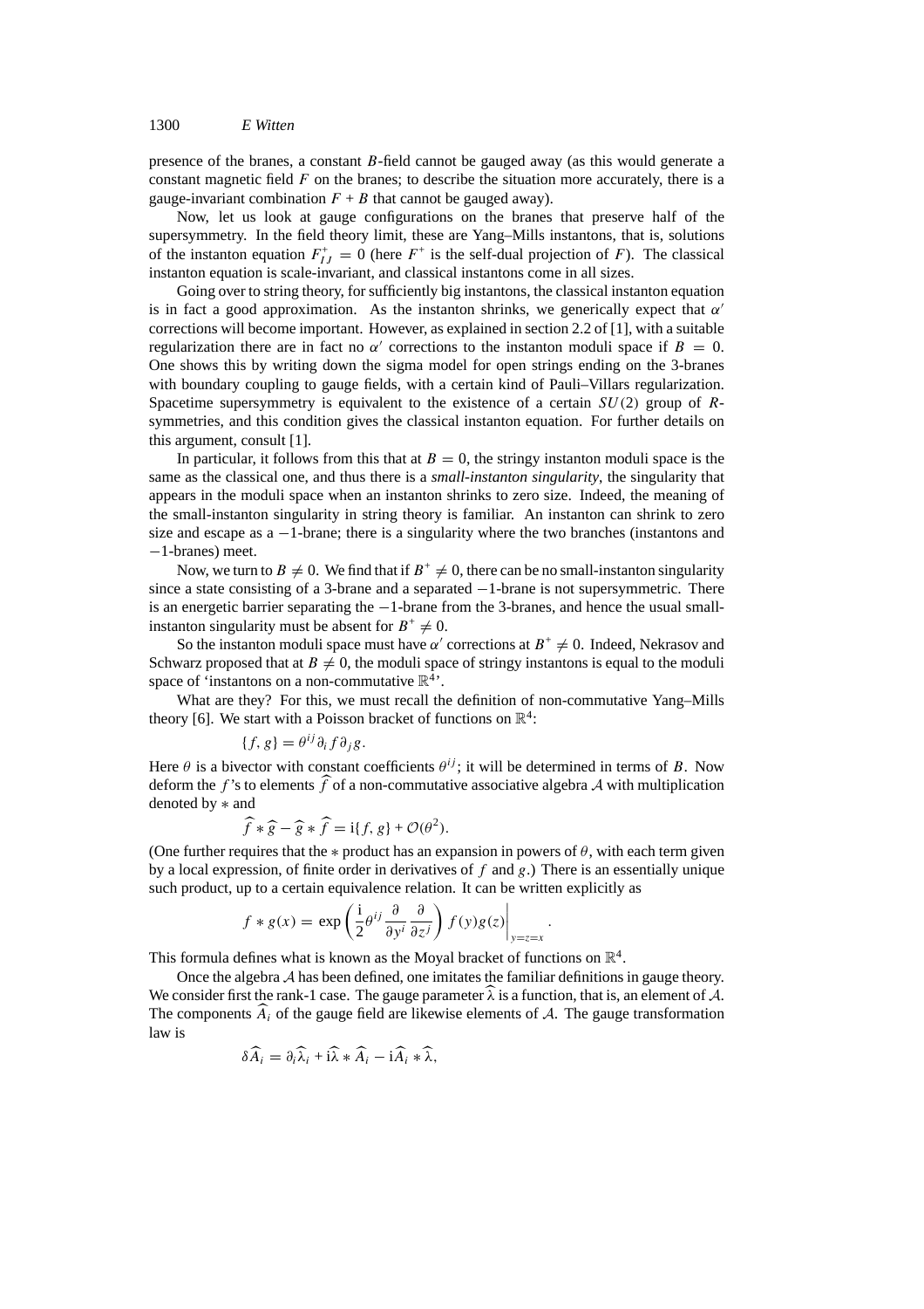presence of the branes, a constant $B$-field cannot be gauged away (as this would generate a constant magnetic field $F$ on the branes; to describe the situation more accurately, there is a gauge-invariant combination $F + B$ that cannot be gauged away).

Now, let us look at gauge configurations on the branes that preserve half of the supersymmetry. In the field theory limit, these are Yang–Mills instantons, that is, solutions of the instanton equation $F^{+}_{IJ} = 0$ (here $F^{+}$ is the self-dual projection of $F$). The classical instanton equation is scale-invariant, and classical instantons come in all sizes.

Going over to string theory, for sufficiently big instantons, the classical instanton equation is in fact a good approximation. As the instanton shrinks, we generically expect that $\alpha'$ corrections will become important. However, as explained in section 2.2 of [1], with a suitable regularization there are in fact no $\alpha'$ corrections to the instanton moduli space if $B = 0$. One shows this by writing down the sigma model for open strings ending on the 3-branes with boundary coupling to gauge fields, with a certain kind of Pauli–Villars regularization. Spacetime supersymmetry is equivalent to the existence of a certain $SU(2)$ group of $R$-symmetries, and this condition gives the classical instanton equation. For further details on this argument, consult [1].

In particular, it follows from this that at $B = 0$, the stringy instanton moduli space is the same as the classical one, and thus there is a *small-instanton singularity*, the singularity that appears in the moduli space when an instanton shrinks to zero size. Indeed, the meaning of the small-instanton singularity in string theory is familiar. An instanton can shrink to zero size and escape as a $-1$-brane; there is a singularity where the two branches (instantons and $-1$-branes) meet.

Now, we turn to $B \neq 0$. We find that if $B^{+} \neq 0$, there can be no small-instanton singularity since a state consisting of a 3-brane and a separated $-1$-brane is not supersymmetric. There is an energetic barrier separating the $-1$-brane from the 3-branes, and hence the usual small-instanton singularity must be absent for $B^{+} \neq 0$.

So the instanton moduli space must have $\alpha'$ corrections at $B^{+} \neq 0$. Indeed, Nekrasov and Schwarz proposed that at $B \neq 0$, the moduli space of stringy instantons is equal to the moduli space of 'instantons on a non-commutative $\mathbb{R}^4$'.

What are they? For this, we must recall the definition of non-commutative Yang–Mills theory [6]. We start with a Poisson bracket of functions on $\mathbb{R}^4$:

$$\{f, g\} = \theta^{ij} \partial_i f \partial_j g.$$

Here $\theta$ is a bivector with constant coefficients $\theta^{ij}$; it will be determined in terms of $B$. Now deform the $f$'s to elements $\widehat{f}$ of a non-commutative associative algebra $\mathcal{A}$ with multiplication denoted by $*$ and

$$\widehat{f} * \widehat{g} - \widehat{g} * \widehat{f} = \mathrm{i}\{f, g\} + \mathcal{O}(\theta^2).$$

(One further requires that the $*$ product has an expansion in powers of $\theta$, with each term given by a local expression, of finite order in derivatives of $f$ and $g$.) There is an essentially unique such product, up to a certain equivalence relation. It can be written explicitly as

$$f * g(x) = \exp\left(\frac{\mathrm{i}}{2}\theta^{ij}\frac{\partial}{\partial y^i}\frac{\partial}{\partial z^j}\right) f(y)g(z)\bigg|_{y=z=x}.$$

This formula defines what is known as the Moyal bracket of functions on $\mathbb{R}^4$.

Once the algebra $\mathcal{A}$ has been defined, one imitates the familiar definitions in gauge theory. We consider first the rank-1 case. The gauge parameter $\widehat{\lambda}$ is a function, that is, an element of $\mathcal{A}$. The components $\widehat{A}_i$ of the gauge field are likewise elements of $\mathcal{A}$. The gauge transformation law is

$$\delta \widehat{A}_i = \partial_i \widehat{\lambda}_i + \mathrm{i}\widehat{\lambda} * \widehat{A}_i - \mathrm{i}\widehat{A}_i * \widehat{\lambda},$$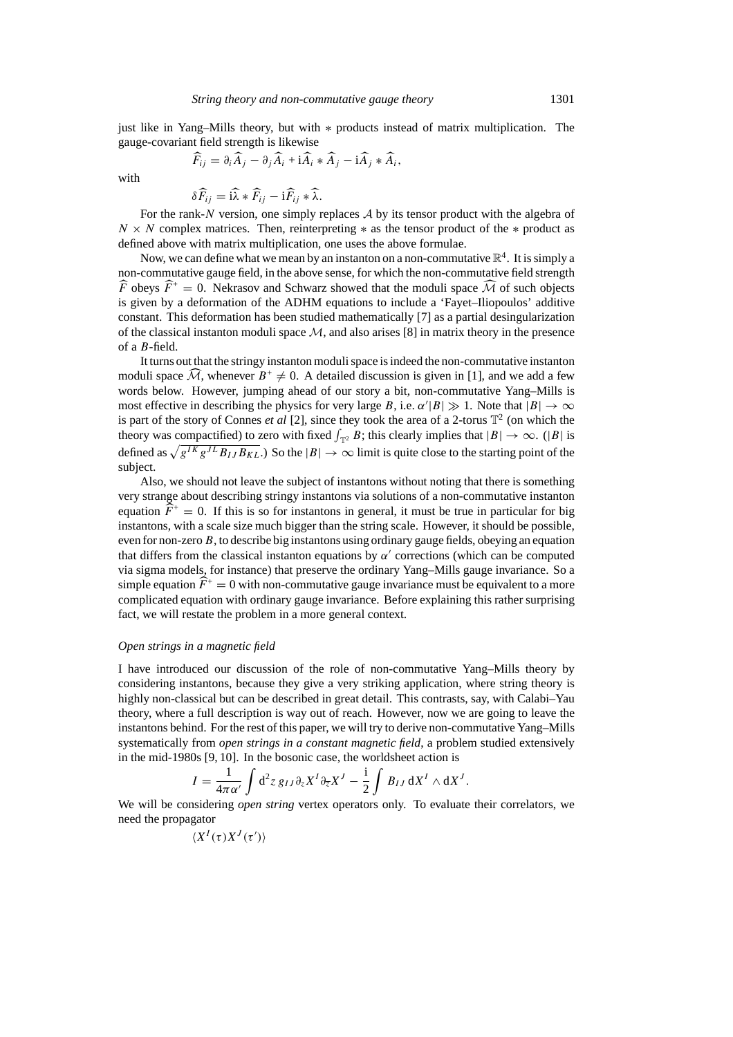just like in Yang–Mills theory, but with $*$ products instead of matrix multiplication. The gauge-covariant field strength is likewise

$$\widehat{F}_{ij} = \partial_i \widehat{A}_j - \partial_j \widehat{A}_i + \mathrm{i}\widehat{A}_i * \widehat{A}_j - \mathrm{i}\widehat{A}_j * \widehat{A}_i,$$

with

$$\delta \widehat{F}_{ij} = \mathrm{i}\widehat{\lambda} * \widehat{F}_{ij} - \mathrm{i}\widehat{F}_{ij} * \widehat{\lambda}.$$

For the rank-$N$ version, one simply replaces $\mathcal{A}$ by its tensor product with the algebra of $N \times N$ complex matrices. Then, reinterpreting $*$ as the tensor product of the $*$ product as defined above with matrix multiplication, one uses the above formulae.

Now, we can define what we mean by an instanton on a non-commutative $\mathbb{R}^4$. It is simply a non-commutative gauge field, in the above sense, for which the non-commutative field strength $\widehat{F}$ obeys $\widehat{F}^+ = 0$. Nekrasov and Schwarz showed that the moduli space $\widehat{\mathcal{M}}$ of such objects is given by a deformation of the ADHM equations to include a 'Fayet–Iliopoulos' additive constant. This deformation has been studied mathematically [7] as a partial desingularization of the classical instanton moduli space $\mathcal{M}$, and also arises [8] in matrix theory in the presence of a $B$-field.

It turns out that the stringy instanton moduli space is indeed the non-commutative instanton moduli space $\widehat{\mathcal{M}}$, whenever $B^+ \neq 0$. A detailed discussion is given in [1], and we add a few words below. However, jumping ahead of our story a bit, non-commutative Yang–Mills is most effective in describing the physics for very large $B$, i.e. $\alpha'|B| \gg 1$. Note that $|B| \to \infty$ is part of the story of Connes *et al* [2], since they took the area of a 2-torus $\mathbb{T}^2$ (on which the theory was compactified) to zero with fixed $\int_{\mathbb{T}^2} B$; this clearly implies that $|B| \to \infty$. ($|B|$ is defined as $\sqrt{g^{IK}g^{JL}B_{IJ}B_{KL}}$.) So the $|B| \to \infty$ limit is quite close to the starting point of the subject.

Also, we should not leave the subject of instantons without noting that there is something very strange about describing stringy instantons via solutions of a non-commutative instanton equation $\widehat{F}^+ = 0$. If this is so for instantons in general, it must be true in particular for big instantons, with a scale size much bigger than the string scale. However, it should be possible, even for non-zero $B$, to describe big instantons using ordinary gauge fields, obeying an equation that differs from the classical instanton equations by $\alpha'$ corrections (which can be computed via sigma models, for instance) that preserve the ordinary Yang–Mills gauge invariance. So a simple equation $\widehat{F}^+ = 0$ with non-commutative gauge invariance must be equivalent to a more complicated equation with ordinary gauge invariance. Before explaining this rather surprising fact, we will restate the problem in a more general context.

### *Open strings in a magnetic field*

I have introduced our discussion of the role of non-commutative Yang–Mills theory by considering instantons, because they give a very striking application, where string theory is highly non-classical but can be described in great detail. This contrasts, say, with Calabi–Yau theory, where a full description is way out of reach. However, now we are going to leave the instantons behind. For the rest of this paper, we will try to derive non-commutative Yang–Mills systematically from *open strings in a constant magnetic field*, a problem studied extensively in the mid-1980s [9, 10]. In the bosonic case, the worldsheet action is

$$I = \frac{1}{4\pi\alpha'} \int \mathrm{d}^2 z \, g_{IJ} \partial_z X^I \partial_{\bar{z}} X^J - \frac{\mathrm{i}}{2} \int B_{IJ} \, \mathrm{d}X^I \wedge \mathrm{d}X^J.$$

We will be considering *open string* vertex operators only. To evaluate their correlators, we need the propagator

$$\langle X^I(\tau) X^J(\tau') \rangle$$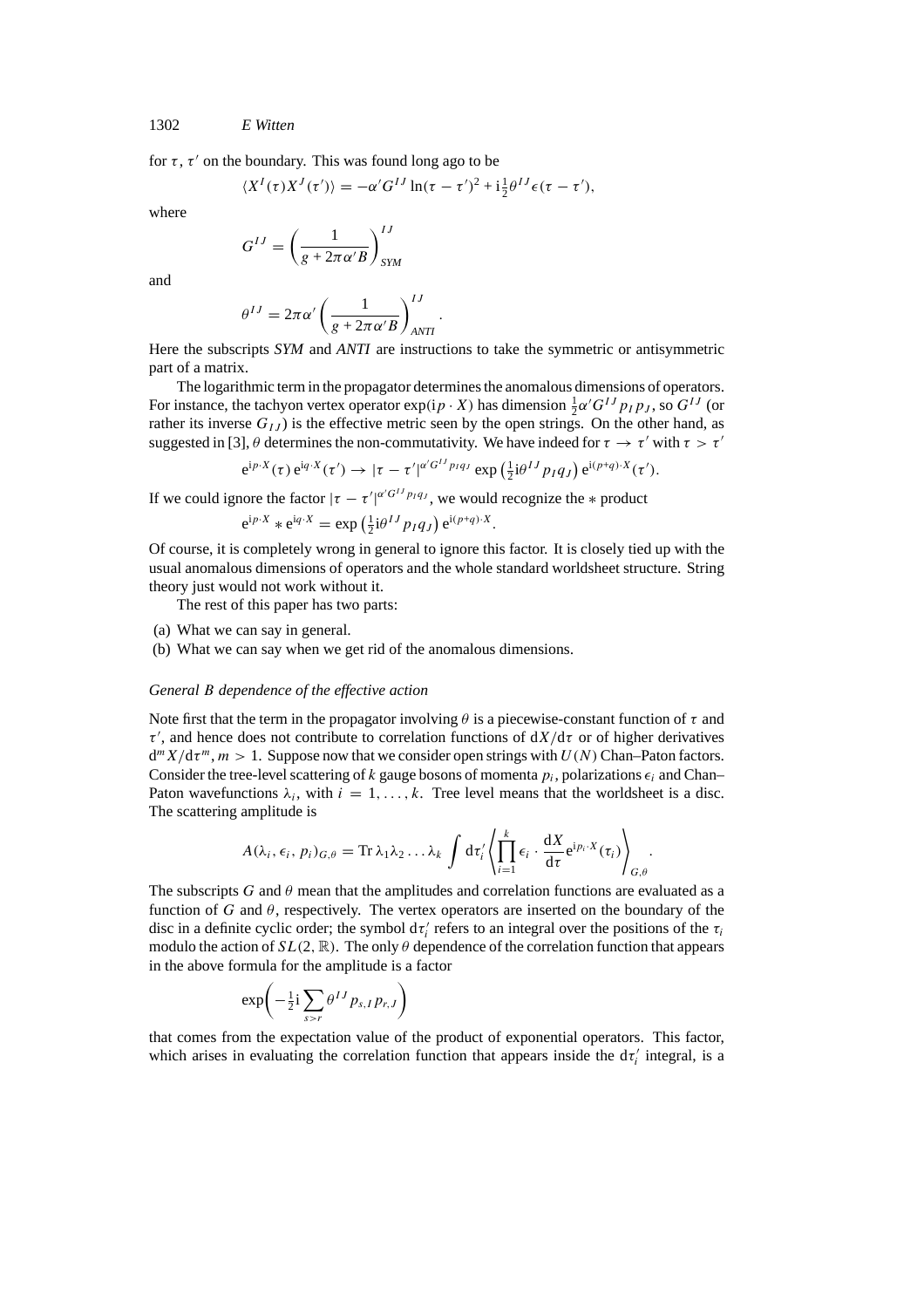for $\tau$, $\tau'$ on the boundary. This was found long ago to be

$$\langle X^I(\tau)X^J(\tau')\rangle = -\alpha' G^{IJ}\ln(\tau-\tau')^2 + \mathrm{i}\tfrac{1}{2}\theta^{IJ}\epsilon(\tau-\tau'),$$

where

$$G^{IJ} = \left(\frac{1}{g+2\pi\alpha' B}\right)^{IJ}_{SYM}$$

and

$$\theta^{IJ} = 2\pi\alpha'\left(\frac{1}{g+2\pi\alpha' B}\right)^{IJ}_{ANTI}.$$

Here the subscripts *SYM* and *ANTI* are instructions to take the symmetric or antisymmetric part of a matrix.

The logarithmic term in the propagator determines the anomalous dimensions of operators. For instance, the tachyon vertex operator $\exp(\mathrm{i}p\cdot X)$ has dimension $\frac{1}{2}\alpha' G^{IJ}p_I p_J$, so $G^{IJ}$ (or rather its inverse $G_{IJ}$) is the effective metric seen by the open strings. On the other hand, as suggested in [3], $\theta$ determines the non-commutativity. We have indeed for $\tau\to\tau'$ with $\tau>\tau'$

$$\mathrm{e}^{\mathrm{i}p\cdot X}(\tau)\,\mathrm{e}^{\mathrm{i}q\cdot X}(\tau') \to |\tau-\tau'|^{\alpha' G^{IJ}p_I q_J}\exp\left(\tfrac{1}{2}\mathrm{i}\theta^{IJ}p_I q_J\right)\mathrm{e}^{\mathrm{i}(p+q)\cdot X}(\tau').$$

If we could ignore the factor $|\tau-\tau'|^{\alpha' G^{IJ}p_I q_J}$, we would recognize the $*$ product

$$\mathrm{e}^{\mathrm{i}p\cdot X} * \mathrm{e}^{\mathrm{i}q\cdot X} = \exp\left(\tfrac{1}{2}\mathrm{i}\theta^{IJ}p_I q_J\right)\mathrm{e}^{\mathrm{i}(p+q)\cdot X}.$$

Of course, it is completely wrong in general to ignore this factor. It is closely tied up with the usual anomalous dimensions of operators and the whole standard worldsheet structure. String theory just would not work without it.

The rest of this paper has two parts:

(a) What we can say in general.

(b) What we can say when we get rid of the anomalous dimensions.

### *General B dependence of the effective action*

Note first that the term in the propagator involving $\theta$ is a piecewise-constant function of $\tau$ and $\tau'$, and hence does not contribute to correlation functions of $\mathrm{d}X/\mathrm{d}\tau$ or of higher derivatives $\mathrm{d}^m X/\mathrm{d}\tau^m$, $m>1$. Suppose now that we consider open strings with $U(N)$ Chan–Paton factors. Consider the tree-level scattering of $k$ gauge bosons of momenta $p_i$, polarizations $\epsilon_i$ and Chan–Paton wavefunctions $\lambda_i$, with $i=1,\ldots,k$. Tree level means that the worldsheet is a disc. The scattering amplitude is

$$A(\lambda_i,\epsilon_i,p_i)_{G,\theta} = \mathrm{Tr}\,\lambda_1\lambda_2\ldots\lambda_k\int \mathrm{d}\tau_i'\left\langle\prod_{i=1}^k \epsilon_i\cdot\frac{\mathrm{d}X}{\mathrm{d}\tau}\mathrm{e}^{\mathrm{i}p_i\cdot X}(\tau_i)\right\rangle_{G,\theta}.$$

The subscripts $G$ and $\theta$ mean that the amplitudes and correlation functions are evaluated as a function of $G$ and $\theta$, respectively. The vertex operators are inserted on the boundary of the disc in a definite cyclic order; the symbol $\mathrm{d}\tau_i'$ refers to an integral over the positions of the $\tau_i$ modulo the action of $SL(2,\mathbb{R})$. The only $\theta$ dependence of the correlation function that appears in the above formula for the amplitude is a factor

$$\exp\left(-\tfrac{1}{2}\mathrm{i}\sum_{s>r}\theta^{IJ}p_{s,I}p_{r,J}\right)$$

that comes from the expectation value of the product of exponential operators. This factor, which arises in evaluating the correlation function that appears inside the $\mathrm{d}\tau_i'$ integral, is a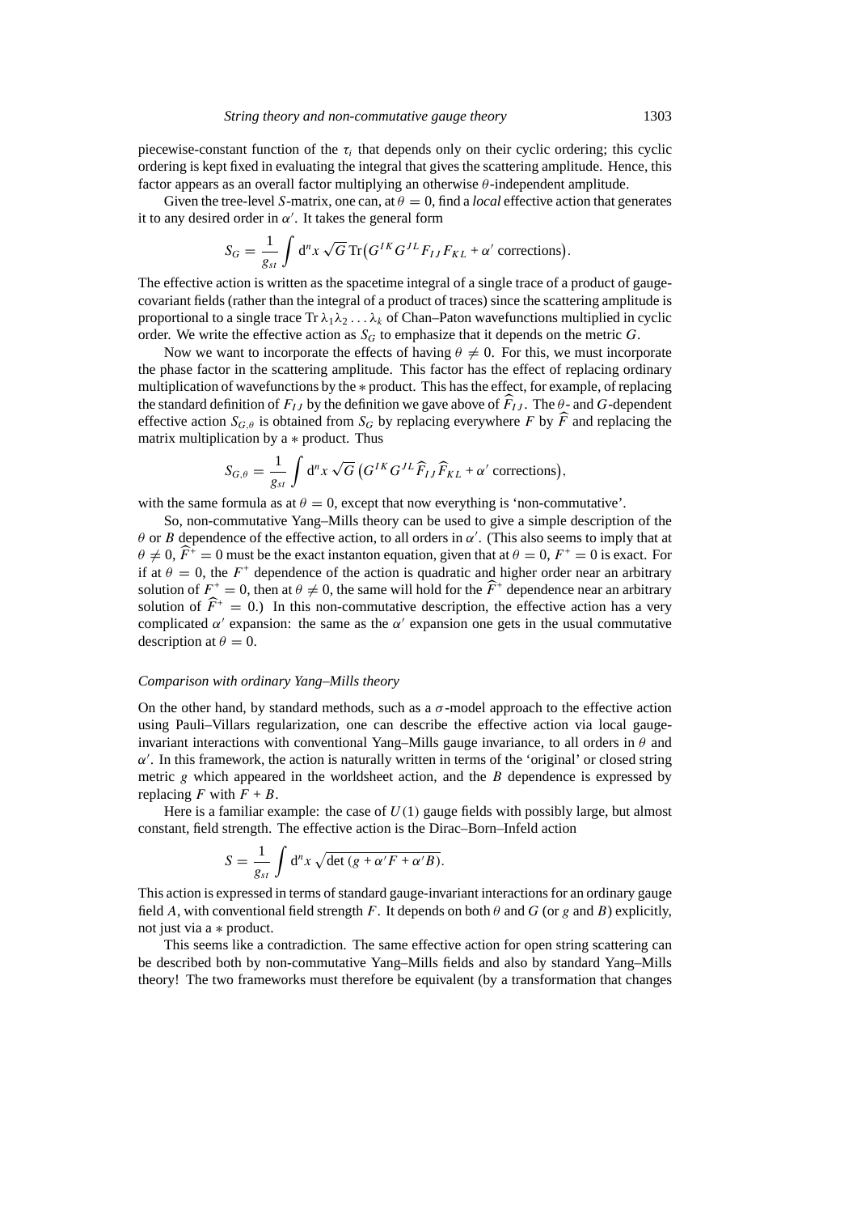piecewise-constant function of the $\tau_i$ that depends only on their cyclic ordering; this cyclic ordering is kept fixed in evaluating the integral that gives the scattering amplitude. Hence, this factor appears as an overall factor multiplying an otherwise $\theta$-independent amplitude.

Given the tree-level $S$-matrix, one can, at $\theta = 0$, find a *local* effective action that generates it to any desired order in $\alpha'$. It takes the general form

$$S_G = \frac{1}{g_{st}} \int \mathrm{d}^n x \sqrt{G}\, \mathrm{Tr}\big(G^{IK} G^{JL} F_{IJ} F_{KL} + \alpha' \text{ corrections}\big).$$

The effective action is written as the spacetime integral of a single trace of a product of gauge-covariant fields (rather than the integral of a product of traces) since the scattering amplitude is proportional to a single trace $\mathrm{Tr}\, \lambda_1 \lambda_2 \ldots \lambda_k$ of Chan–Paton wavefunctions multiplied in cyclic order. We write the effective action as $S_G$ to emphasize that it depends on the metric $G$.

Now we want to incorporate the effects of having $\theta \neq 0$. For this, we must incorporate the phase factor in the scattering amplitude. This factor has the effect of replacing ordinary multiplication of wavefunctions by the $*$ product. This has the effect, for example, of replacing the standard definition of $F_{IJ}$ by the definition we gave above of $\widehat{F}_{IJ}$. The $\theta$- and $G$-dependent effective action $S_{G,\theta}$ is obtained from $S_G$ by replacing everywhere $F$ by $\widehat{F}$ and replacing the matrix multiplication by a $*$ product. Thus

$$S_{G,\theta} = \frac{1}{g_{st}} \int \mathrm{d}^n x \sqrt{G}\, \big(G^{IK} G^{JL} \widehat{F}_{IJ} \widehat{F}_{KL} + \alpha' \text{ corrections}\big),$$

with the same formula as at $\theta = 0$, except that now everything is 'non-commutative'.

So, non-commutative Yang–Mills theory can be used to give a simple description of the $\theta$ or $B$ dependence of the effective action, to all orders in $\alpha'$. (This also seems to imply that at $\theta \neq 0$, $\widehat{F}^+ = 0$ must be the exact instanton equation, given that at $\theta = 0$, $F^+ = 0$ is exact. For if at $\theta = 0$, the $F^+$ dependence of the action is quadratic and higher order near an arbitrary solution of $F^+ = 0$, then at $\theta \neq 0$, the same will hold for the $\widehat{F}^+$ dependence near an arbitrary solution of $\widehat{F}^+ = 0$.) In this non-commutative description, the effective action has a very complicated $\alpha'$ expansion: the same as the $\alpha'$ expansion one gets in the usual commutative description at $\theta = 0$.

### *Comparison with ordinary Yang–Mills theory*

On the other hand, by standard methods, such as a $\sigma$-model approach to the effective action using Pauli–Villars regularization, one can describe the effective action via local gauge-invariant interactions with conventional Yang–Mills gauge invariance, to all orders in $\theta$ and $\alpha'$. In this framework, the action is naturally written in terms of the 'original' or closed string metric $g$ which appeared in the worldsheet action, and the $B$ dependence is expressed by replacing $F$ with $F + B$.

Here is a familiar example: the case of $U(1)$ gauge fields with possibly large, but almost constant, field strength. The effective action is the Dirac–Born–Infeld action

$$S = \frac{1}{g_{st}} \int \mathrm{d}^n x \sqrt{\det\,(g + \alpha' F + \alpha' B)}.$$

This action is expressed in terms of standard gauge-invariant interactions for an ordinary gauge field $A$, with conventional field strength $F$. It depends on both $\theta$ and $G$ (or $g$ and $B$) explicitly, not just via a $*$ product.

This seems like a contradiction. The same effective action for open string scattering can be described both by non-commutative Yang–Mills fields and also by standard Yang–Mills theory! The two frameworks must therefore be equivalent (by a transformation that changes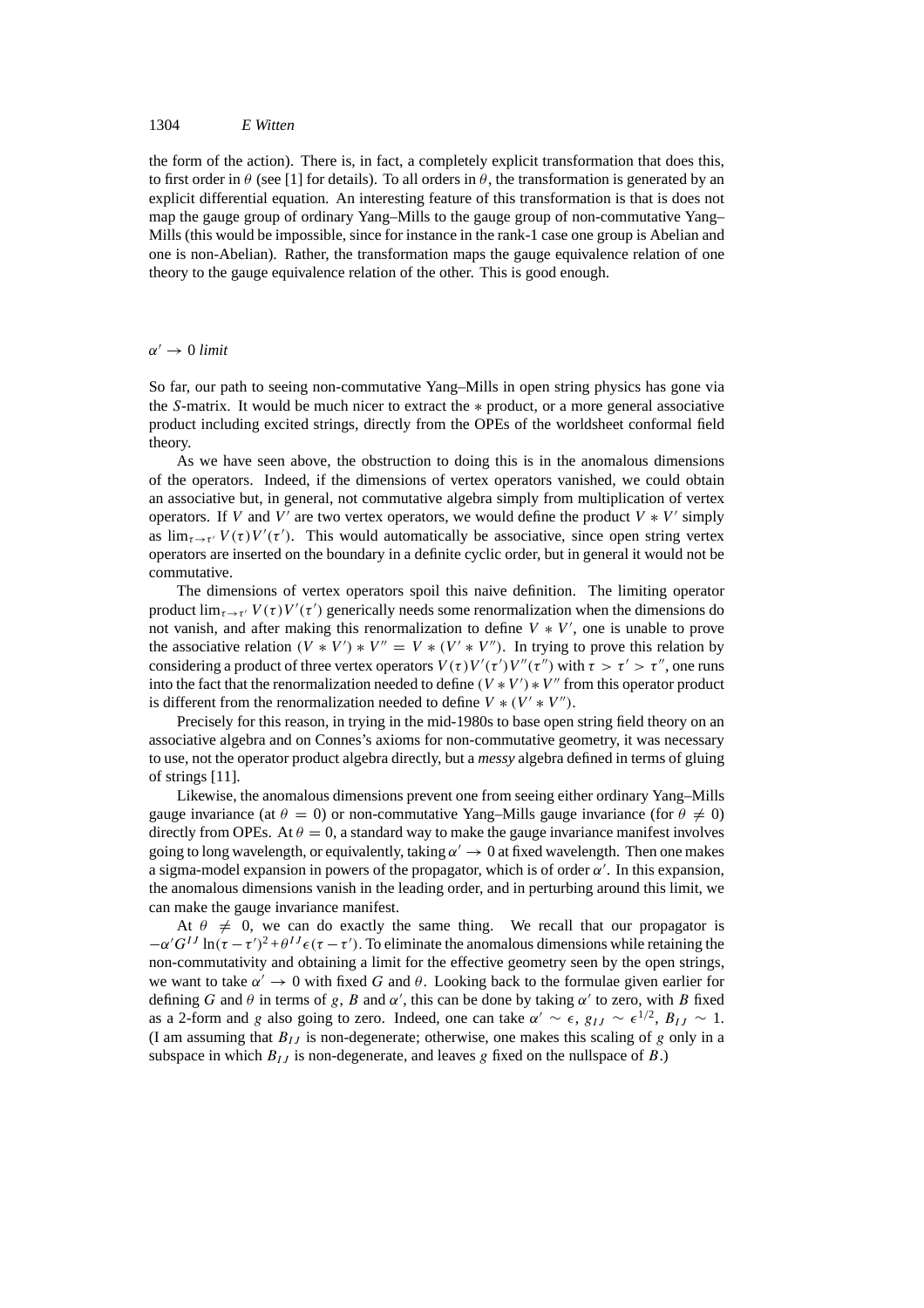the form of the action). There is, in fact, a completely explicit transformation that does this, to first order in $\theta$ (see [1] for details). To all orders in $\theta$, the transformation is generated by an explicit differential equation. An interesting feature of this transformation is that is does not map the gauge group of ordinary Yang–Mills to the gauge group of non-commutative Yang–Mills (this would be impossible, since for instance in the rank-1 case one group is Abelian and one is non-Abelian). Rather, the transformation maps the gauge equivalence relation of one theory to the gauge equivalence relation of the other. This is good enough.

### $\alpha' \to 0$ *limit*

So far, our path to seeing non-commutative Yang–Mills in open string physics has gone via the $S$-matrix. It would be much nicer to extract the $*$ product, or a more general associative product including excited strings, directly from the OPEs of the worldsheet conformal field theory.

As we have seen above, the obstruction to doing this is in the anomalous dimensions of the operators. Indeed, if the dimensions of vertex operators vanished, we could obtain an associative but, in general, not commutative algebra simply from multiplication of vertex operators. If $V$ and $V'$ are two vertex operators, we would define the product $V * V'$ simply as $\lim_{\tau\to\tau'} V(\tau)V'(\tau')$. This would automatically be associative, since open string vertex operators are inserted on the boundary in a definite cyclic order, but in general it would not be commutative.

The dimensions of vertex operators spoil this naive definition. The limiting operator product $\lim_{\tau\to\tau'} V(\tau)V'(\tau')$ generically needs some renormalization when the dimensions do not vanish, and after making this renormalization to define $V * V'$, one is unable to prove the associative relation $(V * V') * V'' = V * (V' * V'')$. In trying to prove this relation by considering a product of three vertex operators $V(\tau)V'(\tau')V''(\tau'')$ with $\tau > \tau' > \tau''$, one runs into the fact that the renormalization needed to define $(V * V') * V''$ from this operator product is different from the renormalization needed to define $V * (V' * V'')$.

Precisely for this reason, in trying in the mid-1980s to base open string field theory on an associative algebra and on Connes's axioms for non-commutative geometry, it was necessary to use, not the operator product algebra directly, but a *messy* algebra defined in terms of gluing of strings [11].

Likewise, the anomalous dimensions prevent one from seeing either ordinary Yang–Mills gauge invariance (at $\theta = 0$) or non-commutative Yang–Mills gauge invariance (for $\theta \neq 0$) directly from OPEs. At $\theta = 0$, a standard way to make the gauge invariance manifest involves going to long wavelength, or equivalently, taking $\alpha' \to 0$ at fixed wavelength. Then one makes a sigma-model expansion in powers of the propagator, which is of order $\alpha'$. In this expansion, the anomalous dimensions vanish in the leading order, and in perturbing around this limit, we can make the gauge invariance manifest.

At $\theta \neq 0$, we can do exactly the same thing. We recall that our propagator is $-\alpha' G^{IJ} \ln(\tau - \tau')^2 + \theta^{IJ}\epsilon(\tau - \tau')$. To eliminate the anomalous dimensions while retaining the non-commutativity and obtaining a limit for the effective geometry seen by the open strings, we want to take $\alpha' \to 0$ with fixed $G$ and $\theta$. Looking back to the formulae given earlier for defining $G$ and $\theta$ in terms of $g$, $B$ and $\alpha'$, this can be done by taking $\alpha'$ to zero, with $B$ fixed as a 2-form and $g$ also going to zero. Indeed, one can take $\alpha' \sim \epsilon$, $g_{IJ} \sim \epsilon^{1/2}$, $B_{IJ} \sim 1$. (I am assuming that $B_{IJ}$ is non-degenerate; otherwise, one makes this scaling of $g$ only in a subspace in which $B_{IJ}$ is non-degenerate, and leaves $g$ fixed on the nullspace of $B$.)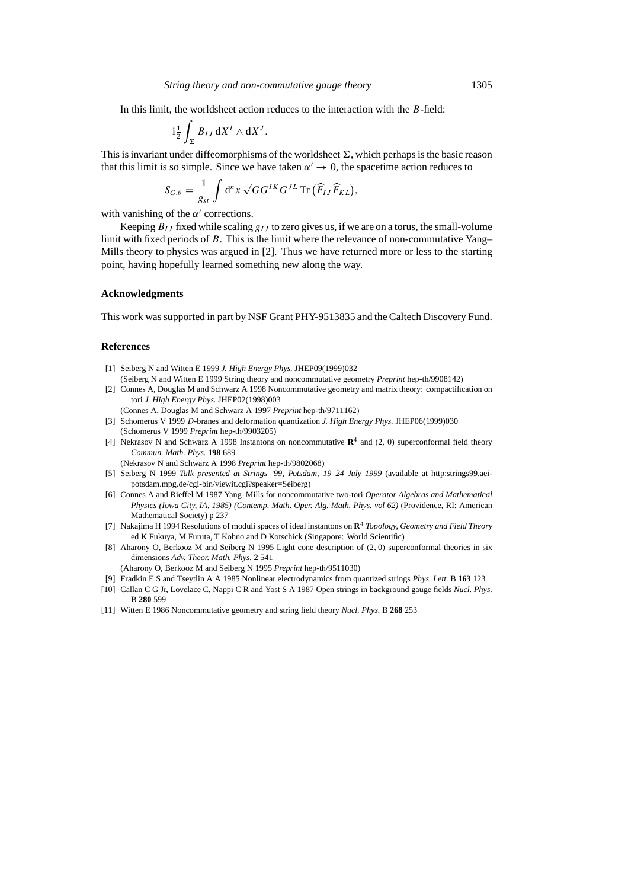In this limit, the worldsheet action reduces to the interaction with the $B$-field:

$$-\mathrm{i}\tfrac{1}{2}\int_{\Sigma} B_{IJ}\, \mathrm{d}X^I \wedge \mathrm{d}X^J.$$

This is invariant under diffeomorphisms of the worldsheet $\Sigma$, which perhaps is the basic reason that this limit is so simple. Since we have taken $\alpha' \to 0$, the spacetime action reduces to

$$S_{G,\theta} = \frac{1}{g_{st}} \int \mathrm{d}^n x \sqrt{G} G^{IK} G^{JL}\, \mathrm{Tr}\left(\widehat{F}_{IJ}\widehat{F}_{KL}\right),$$

with vanishing of the $\alpha'$ corrections.

Keeping $B_{IJ}$ fixed while scaling $g_{IJ}$ to zero gives us, if we are on a torus, the small-volume limit with fixed periods of $B$. This is the limit where the relevance of non-commutative Yang–Mills theory to physics was argued in [2]. Thus we have returned more or less to the starting point, having hopefully learned something new along the way.

### Acknowledgments

This work was supported in part by NSF Grant PHY-9513835 and the Caltech Discovery Fund.

### References

[1] Seiberg N and Witten E 1999 *J. High Energy Phys.* JHEP09(1999)032
(Seiberg N and Witten E 1999 String theory and noncommutative geometry *Preprint* hep-th/9908142)

[2] Connes A, Douglas M and Schwarz A 1998 Noncommutative geometry and matrix theory: compactification on tori *J. High Energy Phys.* JHEP02(1998)003
(Connes A, Douglas M and Schwarz A 1997 *Preprint* hep-th/9711162)

[3] Schomerus V 1999 *D*-branes and deformation quantization *J. High Energy Phys.* JHEP06(1999)030
(Schomerus V 1999 *Preprint* hep-th/9903205)

[4] Nekrasov N and Schwarz A 1998 Instantons on noncommutative $\mathbf{R}^4$ and (2, 0) superconformal field theory *Commun. Math. Phys.* **198** 689
(Nekrasov N and Schwarz A 1998 *Preprint* hep-th/9802068)

[5] Seiberg N 1999 *Talk presented at Strings '99, Potsdam, 19–24 July 1999* (available at http:strings99.aei-potsdam.mpg.de/cgi-bin/viewit.cgi?speaker=Seiberg)

[6] Connes A and Rieffel M 1987 Yang–Mills for noncommutative two-tori *Operator Algebras and Mathematical Physics (Iowa City, IA, 1985) (Contemp. Math. Oper. Alg. Math. Phys. vol 62)* (Providence, RI: American Mathematical Society) p 237

[7] Nakajima H 1994 Resolutions of moduli spaces of ideal instantons on $\mathbf{R}^4$ *Topology, Geometry and Field Theory* ed K Fukuya, M Furuta, T Kohno and D Kotschick (Singapore: World Scientific)

[8] Aharony O, Berkooz M and Seiberg N 1995 Light cone description of $(2, 0)$ superconformal theories in six dimensions *Adv. Theor. Math. Phys.* **2** 541
(Aharony O, Berkooz M and Seiberg N 1995 *Preprint* hep-th/9511030)

[9] Fradkin E S and Tseytlin A A 1985 Nonlinear electrodynamics from quantized strings *Phys. Lett.* B **163** 123

[10] Callan C G Jr, Lovelace C, Nappi C R and Yost S A 1987 Open strings in background gauge fields *Nucl. Phys.* B **280** 599

[11] Witten E 1986 Noncommutative geometry and string field theory *Nucl. Phys.* B **268** 253